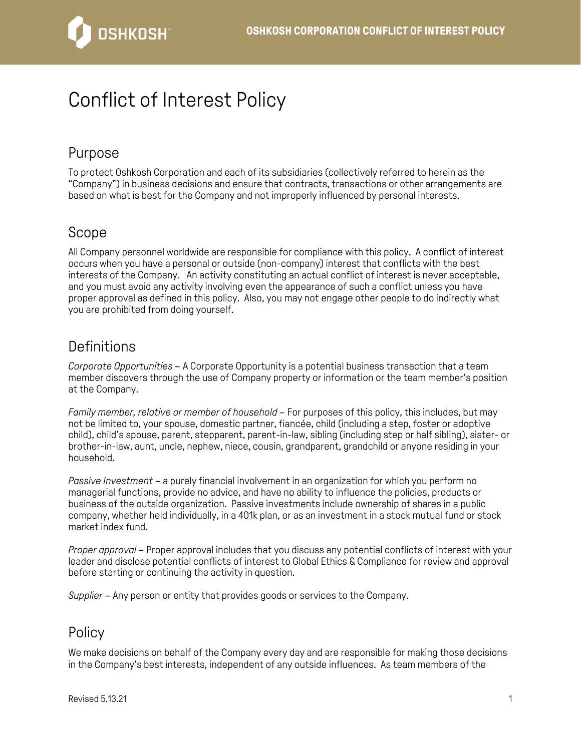# Conflict of Interest Policy

## Purpose

To protect Oshkosh Corporation and each of its subsidiaries (collectively referred to herein as the "Company") in business decisions and ensure that contracts, transactions or other arrangements are based on what is best for the Company and not improperly influenced by personal interests.

## Scope

All Company personnel worldwide are responsible for compliance with this policy. A conflict of interest occurs when you have a personal or outside (non-company) interest that conflicts with the best interests of the Company. An activity constituting an actual conflict of interest is never acceptable, and you must avoid any activity involving even the appearance of such a conflict unless you have proper approval as defined in this policy. Also, you may not engage other people to do indirectly what you are prohibited from doing yourself.

## Definitions

*Corporate Opportunities* – A Corporate Opportunity is a potential business transaction that a team member discovers through the use of Company property or information or the team member's position at the Company.

*Family member, relative or member of household* – For purposes of this policy, this includes, but may not be limited to, your spouse, domestic partner, fiancée, child (including a step, foster or adoptive child), child's spouse, parent, stepparent, parent-in-law, sibling (including step or half sibling), sister- or brother-in-law, aunt, uncle, nephew, niece, cousin, grandparent, grandchild or anyone residing in your household.

*Passive Investment* – a purely financial involvement in an organization for which you perform no managerial functions, provide no advice, and have no ability to influence the policies, products or business of the outside organization. Passive investments include ownership of shares in a public company, whether held individually, in a 401k plan, or as an investment in a stock mutual fund or stock market index fund.

*Proper approval* – Proper approval includes that you discuss any potential conflicts of interest with your leader and disclose potential conflicts of interest to Global Ethics & Compliance for review and approval before starting or continuing the activity in question.

*Supplier* – Any person or entity that provides goods or services to the Company.

## Policy

We make decisions on behalf of the Company every day and are responsible for making those decisions in the Company's best interests, independent of any outside influences. As team members of the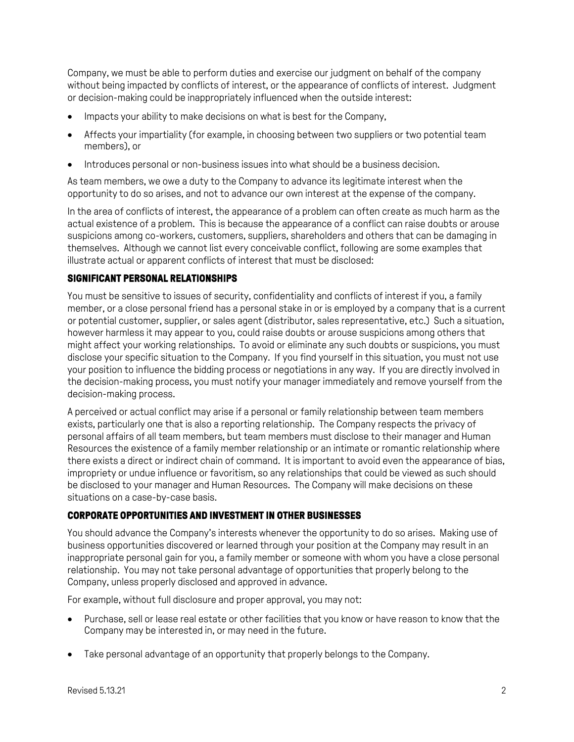Company, we must be able to perform duties and exercise our judgment on behalf of the company without being impacted by conflicts of interest, or the appearance of conflicts of interest. Judgment or decision-making could be inappropriately influenced when the outside interest:

- Impacts your ability to make decisions on what is best for the Company,
- Affects your impartiality (for example, in choosing between two suppliers or two potential team members), or
- Introduces personal or non-business issues into what should be a business decision.

As team members, we owe a duty to the Company to advance its legitimate interest when the opportunity to do so arises, and not to advance our own interest at the expense of the company.

In the area of conflicts of interest, the appearance of a problem can often create as much harm as the actual existence of a problem. This is because the appearance of a conflict can raise doubts or arouse suspicions among co-workers, customers, suppliers, shareholders and others that can be damaging in themselves. Although we cannot list every conceivable conflict, following are some examples that illustrate actual or apparent conflicts of interest that must be disclosed:

### SIGNIFICANT PERSONAL RELATIONSHIPS

You must be sensitive to issues of security, confidentiality and conflicts of interest if you, a family member, or a close personal friend has a personal stake in or is employed by a company that is a current or potential customer, supplier, or sales agent (distributor, sales representative, etc.) Such a situation, however harmless it may appear to you, could raise doubts or arouse suspicions among others that might affect your working relationships. To avoid or eliminate any such doubts or suspicions, you must disclose your specific situation to the Company. If you find yourself in this situation, you must not use your position to influence the bidding process or negotiations in any way. If you are directly involved in the decision-making process, you must notify your manager immediately and remove yourself from the decision-making process.

A perceived or actual conflict may arise if a personal or family relationship between team members exists, particularly one that is also a reporting relationship. The Company respects the privacy of personal affairs of all team members, but team members must disclose to their manager and Human Resources the existence of a family member relationship or an intimate or romantic relationship where there exists a direct or indirect chain of command. It is important to avoid even the appearance of bias, impropriety or undue influence or favoritism, so any relationships that could be viewed as such should be disclosed to your manager and Human Resources. The Company will make decisions on these situations on a case-by-case basis.

### CORPORATE OPPORTUNITIES AND INVESTMENT IN OTHER BUSINESSES

You should advance the Company's interests whenever the opportunity to do so arises. Making use of business opportunities discovered or learned through your position at the Company may result in an inappropriate personal gain for you, a family member or someone with whom you have a close personal relationship. You may not take personal advantage of opportunities that properly belong to the Company, unless properly disclosed and approved in advance.

For example, without full disclosure and proper approval, you may not:

- Purchase, sell or lease real estate or other facilities that you know or have reason to know that the Company may be interested in, or may need in the future.
- Take personal advantage of an opportunity that properly belongs to the Company.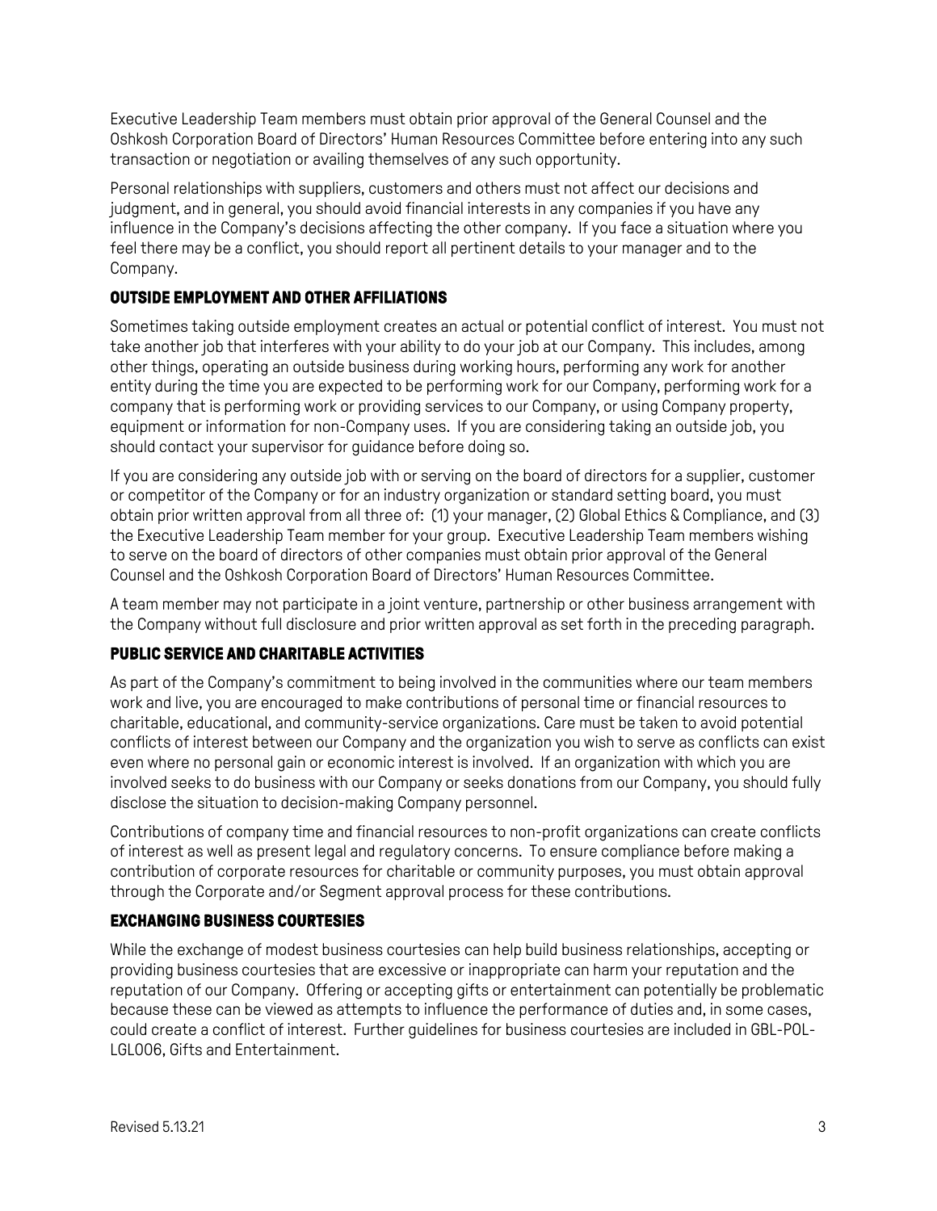Executive Leadership Team members must obtain prior approval of the General Counsel and the Oshkosh Corporation Board of Directors' Human Resources Committee before entering into any such transaction or negotiation or availing themselves of any such opportunity.

Personal relationships with suppliers, customers and others must not affect our decisions and judgment, and in general, you should avoid financial interests in any companies if you have any influence in the Company's decisions affecting the other company. If you face a situation where you feel there may be a conflict, you should report all pertinent details to your manager and to the Company.

### OUTSIDE EMPLOYMENT AND OTHER AFFILIATIONS

Sometimes taking outside employment creates an actual or potential conflict of interest. You must not take another job that interferes with your ability to do your job at our Company. This includes, among other things, operating an outside business during working hours, performing any work for another entity during the time you are expected to be performing work for our Company, performing work for a company that is performing work or providing services to our Company, or using Company property, equipment or information for non-Company uses. If you are considering taking an outside job, you should contact your supervisor for guidance before doing so.

If you are considering any outside job with or serving on the board of directors for a supplier, customer or competitor of the Company or for an industry organization or standard setting board, you must obtain prior written approval from all three of: (1) your manager, (2) Global Ethics & Compliance, and (3) the Executive Leadership Team member for your group. Executive Leadership Team members wishing to serve on the board of directors of other companies must obtain prior approval of the General Counsel and the Oshkosh Corporation Board of Directors' Human Resources Committee.

A team member may not participate in a joint venture, partnership or other business arrangement with the Company without full disclosure and prior written approval as set forth in the preceding paragraph.

### PUBLIC SERVICE AND CHARITABLE ACTIVITIES

As part of the Company's commitment to being involved in the communities where our team members work and live, you are encouraged to make contributions of personal time or financial resources to charitable, educational, and community-service organizations. Care must be taken to avoid potential conflicts of interest between our Company and the organization you wish to serve as conflicts can exist even where no personal gain or economic interest is involved. If an organization with which you are involved seeks to do business with our Company or seeks donations from our Company, you should fully disclose the situation to decision-making Company personnel.

Contributions of company time and financial resources to non-profit organizations can create conflicts of interest as well as present legal and regulatory concerns. To ensure compliance before making a contribution of corporate resources for charitable or community purposes, you must obtain approval through the Corporate and/or Segment approval process for these contributions.

### EXCHANGING BUSINESS COURTESIES

While the exchange of modest business courtesies can help build business relationships, accepting or providing business courtesies that are excessive or inappropriate can harm your reputation and the reputation of our Company. Offering or accepting gifts or entertainment can potentially be problematic because these can be viewed as attempts to influence the performance of duties and, in some cases, could create a conflict of interest. Further guidelines for business courtesies are included in GBL-POL-LGL006, Gifts and Entertainment.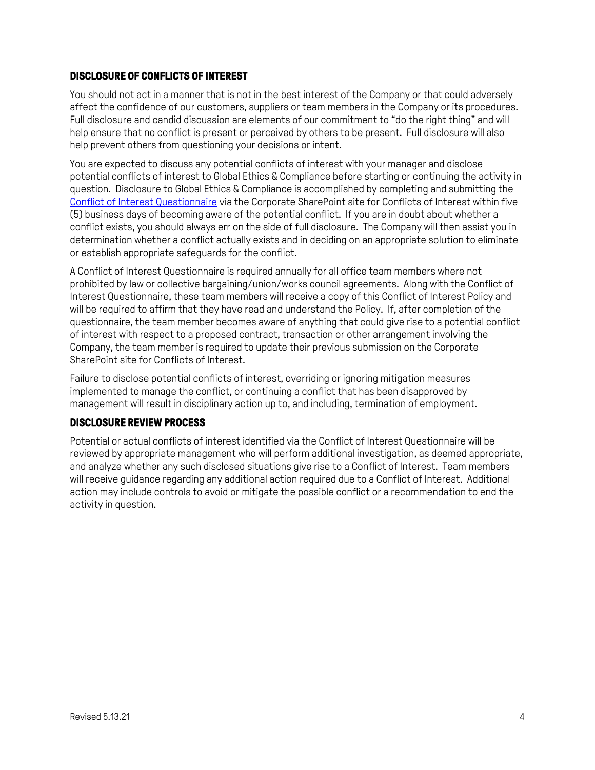## DISCLOSURE OF CONFLICTS OF INTEREST

You should not act in a manner that is not in the best interest of the Company or that could adversely affect the confidence of our customers, suppliers or team members in the Company or its procedures. Full disclosure and candid discussion are elements of our commitment to "do the right thing" and will help ensure that no conflict is present or perceived by others to be present. Full disclosure will also help prevent others from questioning your decisions or intent.

You are expected to discuss any potential conflicts of interest with your manager and disclose potential conflicts of interest to Global Ethics & Compliance before starting or continuing the activity in question. Disclosure to Global Ethics & Compliance is accomplished by completing and submitting the Conflict of Interest Questionnaire via the Corporate SharePoint site for Conflicts of Interest within five (5) business days of becoming aware of the potential conflict. If you are in doubt about whether a conflict exists, you should always err on the side of full disclosure. The Company will then assist you in determination whether a conflict actually exists and in deciding on an appropriate solution to eliminate or establish appropriate safeguards for the conflict.

A Conflict of Interest Questionnaire is required annually for all office team members where not prohibited by law or collective bargaining/union/works council agreements. Along with the Conflict of Interest Questionnaire, these team members will receive a copy of this Conflict of Interest Policy and will be required to affirm that they have read and understand the Policy. If, after completion of the questionnaire, the team member becomes aware of anything that could give rise to a potential conflict of interest with respect to a proposed contract, transaction or other arrangement involving the Company, the team member is required to update their previous submission on the Corporate SharePoint site for Conflicts of Interest.

Failure to disclose potential conflicts of interest, overriding or ignoring mitigation measures implemented to manage the conflict, or continuing a conflict that has been disapproved by management will result in disciplinary action up to, and including, termination of employment.

## DISCLOSURE REVIEW PROCESS

Potential or actual conflicts of interest identified via the Conflict of Interest Questionnaire will be reviewed by appropriate management who will perform additional investigation, as deemed appropriate, and analyze whether any such disclosed situations give rise to a Conflict of Interest. Team members will receive guidance regarding any additional action required due to a Conflict of Interest. Additional action may include controls to avoid or mitigate the possible conflict or a recommendation to end the activity in question.

Revised 5.13.21